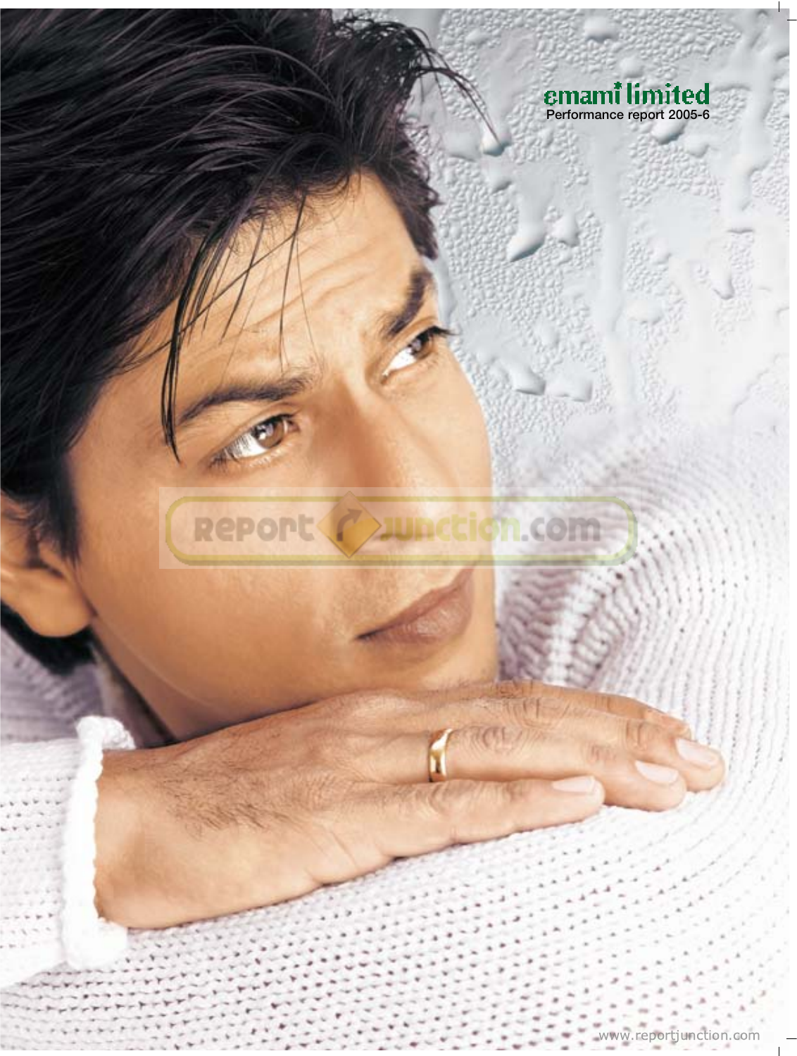# emami limited

Performance report 2005-6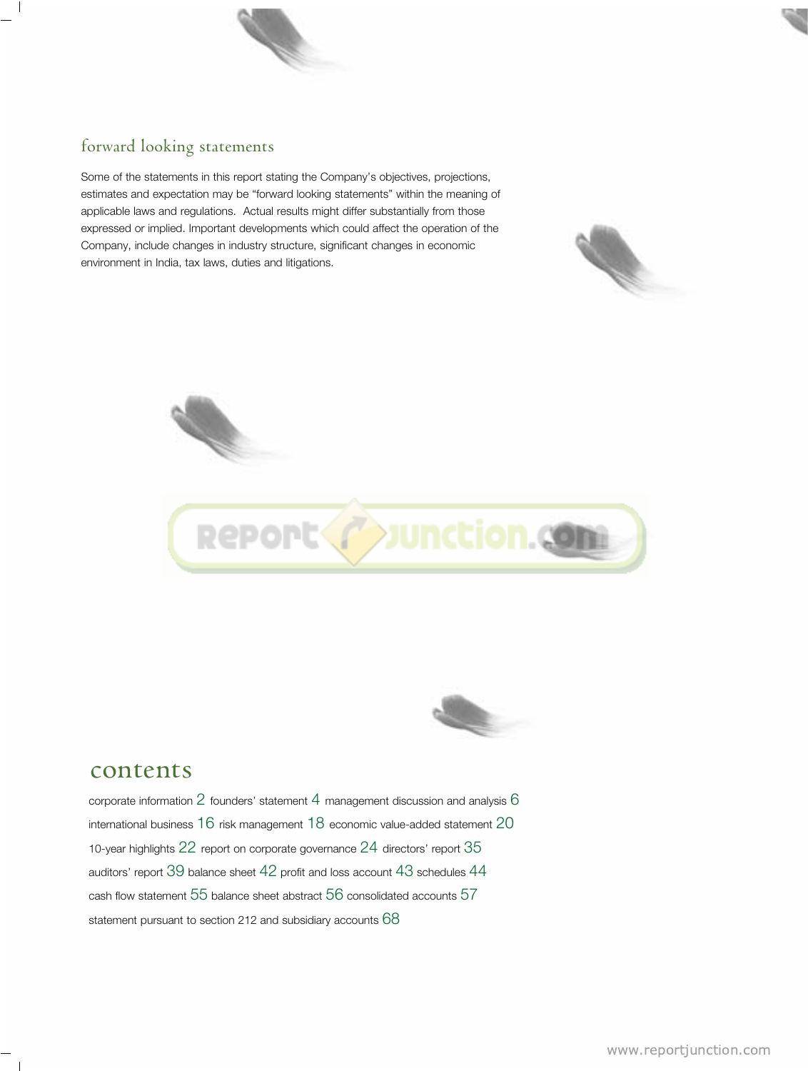## forward looking statements

Some of the statements in this report stating the Company's objectives, projections, estimates and expectation may be "forward looking statements" within the meaning of applicable laws and regulations. Actual results might differ substantially from those expressed or implied. Important developments which could affect the operation of the Company, include changes in industry structure, significant changes in economic environment in India, tax laws, duties and litigations.

# contents

corporate information 2 founders' statement 4 management discussion and analysis 6
international business 16 risk management 18 economic value-added statement 20
10-year highlights 22 report on corporate governance 24 directors' report 35
auditors' report 39 balance sheet 42 profit and loss account 43 schedules 44
cash flow statement 55 balance sheet abstract 56 consolidated accounts 57
statement pursuant to section 212 and subsidiary accounts 68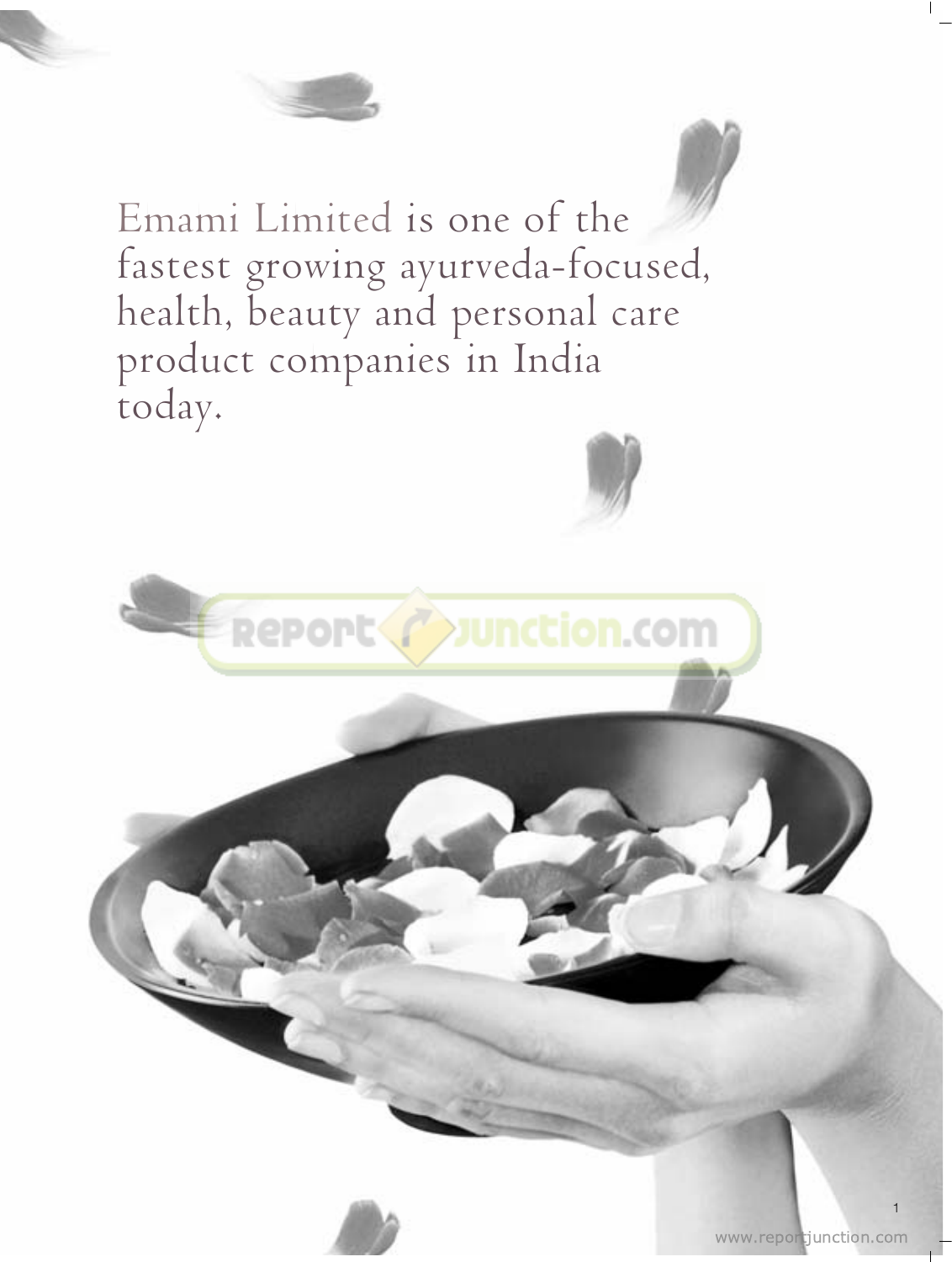Emami Limited is one of the fastest growing ayurveda-focused, health, beauty and personal care product companies in India today.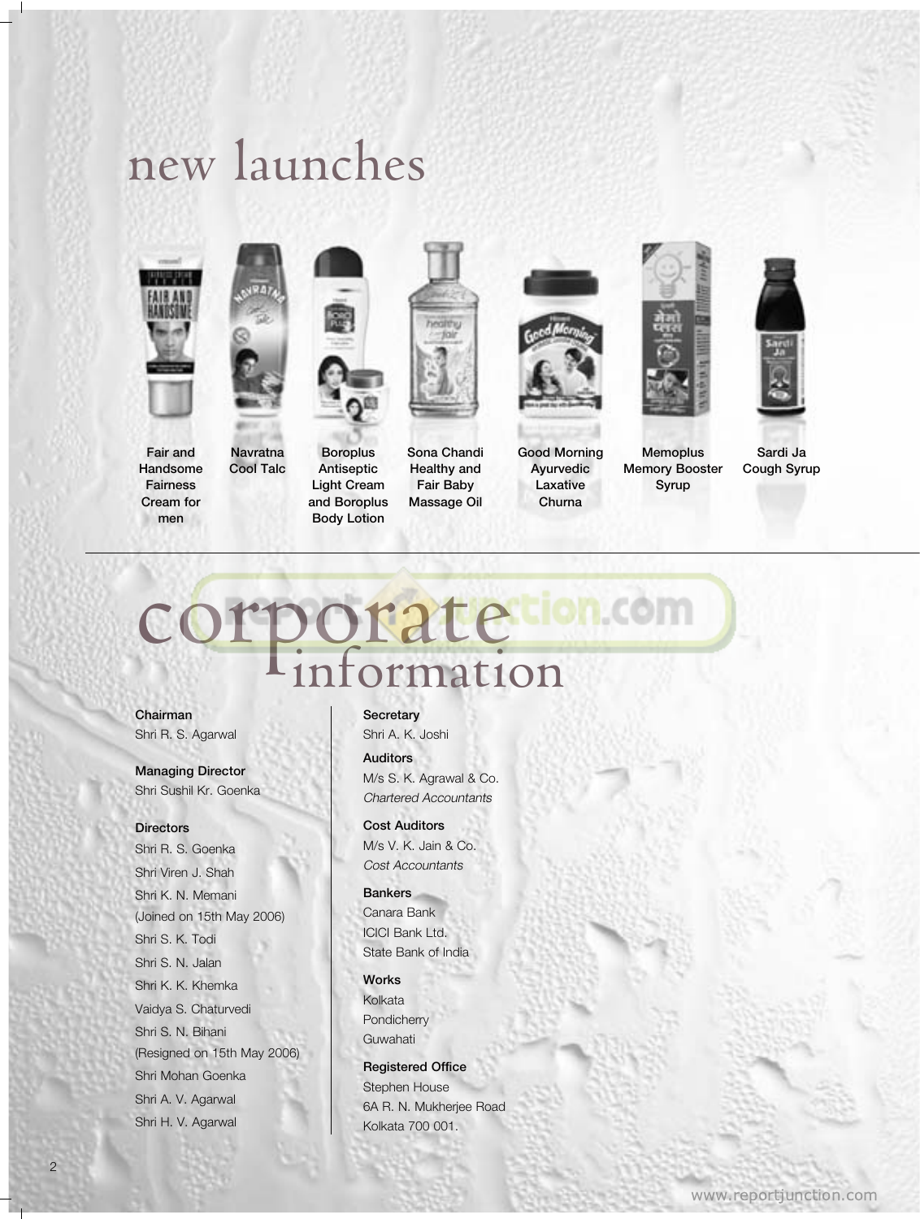# new launches

Fair and Handsome Fairness Cream for men

Navratna Cool Talc

Boroplus Antiseptic Light Cream and Boroplus Body Lotion

Sona Chandi Healthy and Fair Baby Massage Oil

Good Morning Ayurvedic Laxative Churna

Memoplus Memory Booster Syrup

Sardi Ja Cough Syrup

# corporate information

**Chairman**
Shri R. S. Agarwal

**Managing Director**
Shri Sushil Kr. Goenka

**Directors**
Shri R. S. Goenka
Shri Viren J. Shah
Shri K. N. Memani
(Joined on 15th May 2006)
Shri S. K. Todi
Shri S. N. Jalan
Shri K. K. Khemka
Vaidya S. Chaturvedi
Shri S. N. Bihani
(Resigned on 15th May 2006)
Shri Mohan Goenka
Shri A. V. Agarwal
Shri H. V. Agarwal

**Secretary**
Shri A. K. Joshi

**Auditors**
M/s S. K. Agrawal & Co.
*Chartered Accountants*

**Cost Auditors**
M/s V. K. Jain & Co.
*Cost Accountants*

**Bankers**
Canara Bank
ICICI Bank Ltd.
State Bank of India

**Works**
Kolkata
Pondicherry
Guwahati

**Registered Office**
Stephen House
6A R. N. Mukherjee Road
Kolkata 700 001.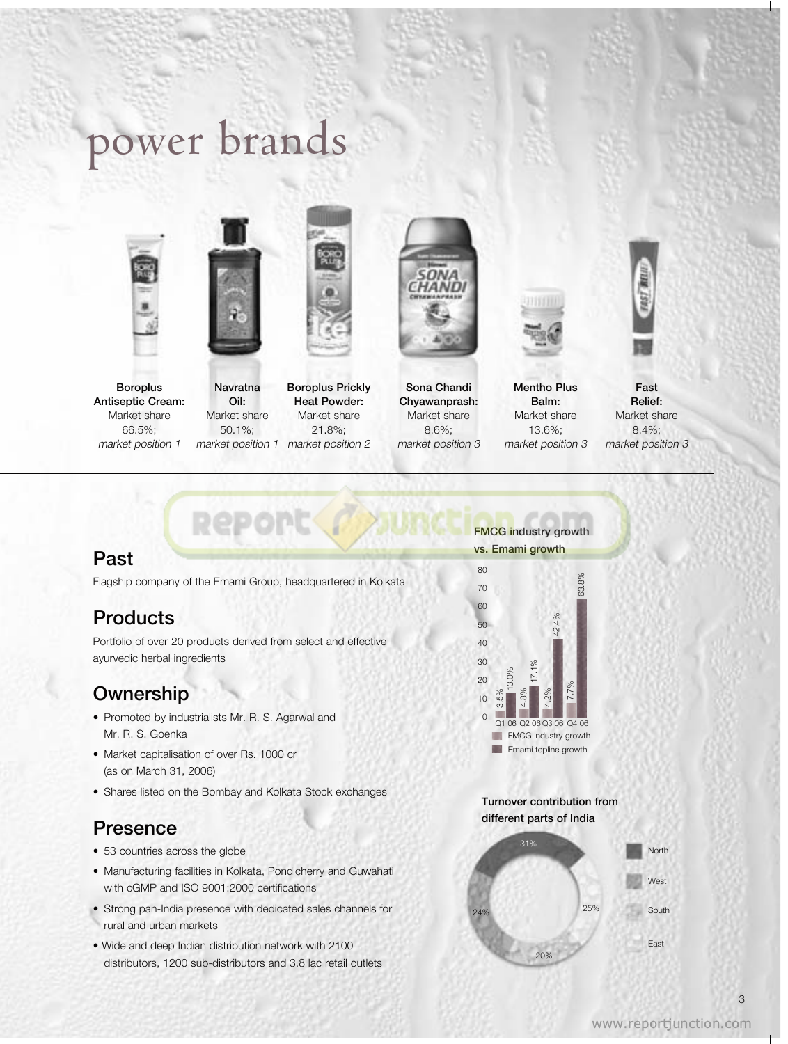# power brands

**Boroplus Antiseptic Cream:** Market share 66.5%; *market position 1*

**Navratna Oil:** Market share 50.1%; *market position 1*

**Boroplus Prickly Heat Powder:** Market share 21.8%; *market position 2*

**Sona Chandi Chyawanprash:** Market share 8.6%; *market position 3*

**Mentho Plus Balm:** Market share 13.6%; *market position 3*

**Fast Relief:** Market share 8.4%; *market position 3*

## Past

Flagship company of the Emami Group, headquartered in Kolkata

## Products

Portfolio of over 20 products derived from select and effective ayurvedic herbal ingredients

## Ownership

- Promoted by industrialists Mr. R. S. Agarwal and Mr. R. S. Goenka
- Market capitalisation of over Rs. 1000 cr (as on March 31, 2006)
- Shares listed on the Bombay and Kolkata Stock exchanges

## Presence

- 53 countries across the globe
- Manufacturing facilities in Kolkata, Pondicherry and Guwahati with cGMP and ISO 9001:2000 certifications
- Strong pan-India presence with dedicated sales channels for rural and urban markets
- Wide and deep Indian distribution network with 2100 distributors, 1200 sub-distributors and 3.8 lac retail outlets

**FMCG industry growth vs. Emami growth**

| | FMCG industry growth | Emami topline growth |
|---|---|---|
| Q1 06 | 3.5% | 13.0% |
| Q2 06 | 4.8% | 17.1% |
| Q3 06 | 4.2% | 42.4% |
| Q4 06 | 7.7% | 63.8% |

**Turnover contribution from different parts of India**

| Region | Share |
|---|---|
| North | 31% |
| West | 25% |
| South | 20% |
| East | 24% |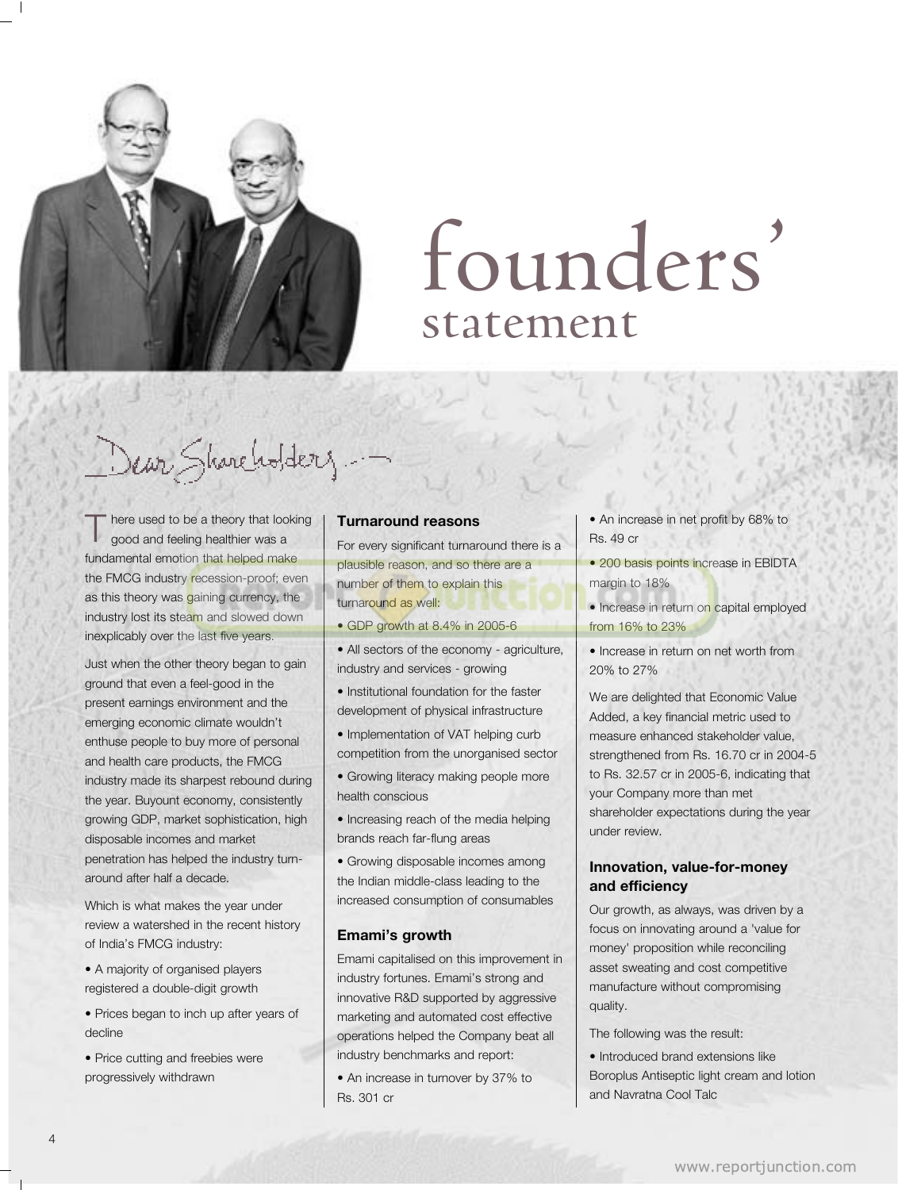# founders' statement

Dear Shareholders...

There used to be a theory that looking good and feeling healthier was a fundamental emotion that helped make the FMCG industry recession-proof; even as this theory was gaining currency, the industry lost its steam and slowed down inexplicably over the last five years.

Just when the other theory began to gain ground that even a feel-good in the present earnings environment and the emerging economic climate wouldn't enthuse people to buy more of personal and health care products, the FMCG industry made its sharpest rebound during the year. Buyount economy, consistently growing GDP, market sophistication, high disposable incomes and market penetration has helped the industry turn-around after half a decade.

Which is what makes the year under review a watershed in the recent history of India's FMCG industry:

- A majority of organised players registered a double-digit growth
- Prices began to inch up after years of decline
- Price cutting and freebies were progressively withdrawn

### Turnaround reasons

For every significant turnaround there is a plausible reason, and so there are a number of them to explain this turnaround as well:

- GDP growth at 8.4% in 2005-6
- All sectors of the economy - agriculture, industry and services - growing
- Institutional foundation for the faster development of physical infrastructure
- Implementation of VAT helping curb competition from the unorganised sector
- Growing literacy making people more health conscious
- Increasing reach of the media helping brands reach far-flung areas
- Growing disposable incomes among the Indian middle-class leading to the increased consumption of consumables

### Emami's growth

Emami capitalised on this improvement in industry fortunes. Emami's strong and innovative R&D supported by aggressive marketing and automated cost effective operations helped the Company beat all industry benchmarks and report:

- An increase in turnover by 37% to Rs. 301 cr
- An increase in net profit by 68% to Rs. 49 cr
- 200 basis points increase in EBIDTA margin to 18%
- Increase in return on capital employed from 16% to 23%
- Increase in return on net worth from 20% to 27%

We are delighted that Economic Value Added, a key financial metric used to measure enhanced stakeholder value, strengthened from Rs. 16.70 cr in 2004-5 to Rs. 32.57 cr in 2005-6, indicating that your Company more than met shareholder expectations during the year under review.

### Innovation, value-for-money and efficiency

Our growth, as always, was driven by a focus on innovating around a 'value for money' proposition while reconciling asset sweating and cost competitive manufacture without compromising quality.

The following was the result:

- Introduced brand extensions like Boroplus Antiseptic light cream and lotion and Navratna Cool Talc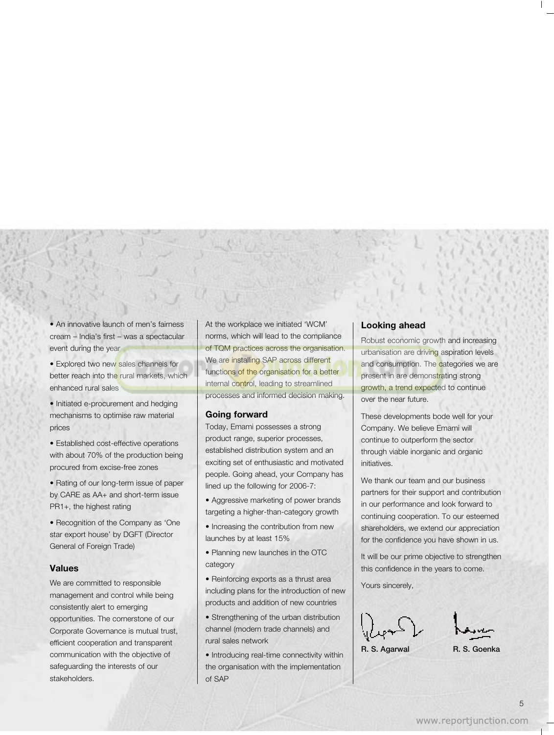- An innovative launch of men's fairness cream – India's first – was a spectacular event during the year
- Explored two new sales channels for better reach into the rural markets, which enhanced rural sales
- Initiated e-procurement and hedging mechanisms to optimise raw material prices
- Established cost-effective operations with about 70% of the production being procured from excise-free zones
- Rating of our long-term issue of paper by CARE as AA+ and short-term issue PR1+, the highest rating
- Recognition of the Company as 'One star export house' by DGFT (Director General of Foreign Trade)

### Values

We are committed to responsible management and control while being consistently alert to emerging opportunities. The cornerstone of our Corporate Governance is mutual trust, efficient cooperation and transparent communication with the objective of safeguarding the interests of our stakeholders.

At the workplace we initiated 'WCM' norms, which will lead to the compliance of TQM practices across the organisation. We are installing SAP across different functions of the organisation for a better internal control, leading to streamlined processes and informed decision making.

### Going forward

Today, Emami possesses a strong product range, superior processes, established distribution system and an exciting set of enthusiastic and motivated people. Going ahead, your Company has lined up the following for 2006-7:

- Aggressive marketing of power brands targeting a higher-than-category growth
- Increasing the contribution from new launches by at least 15%
- Planning new launches in the OTC category
- Reinforcing exports as a thrust area including plans for the introduction of new products and addition of new countries
- Strengthening of the urban distribution channel (modern trade channels) and rural sales network
- Introducing real-time connectivity within the organisation with the implementation of SAP

### Looking ahead

Robust economic growth and increasing urbanisation are driving aspiration levels and consumption. The categories we are present in are demonstrating strong growth, a trend expected to continue over the near future.

These developments bode well for your Company. We believe Emami will continue to outperform the sector through viable inorganic and organic initiatives.

We thank our team and our business partners for their support and contribution in our performance and look forward to continuing cooperation. To our esteemed shareholders, we extend our appreciation for the confidence you have shown in us.

It will be our prime objective to strengthen this confidence in the years to come.

Yours sincerely,

**R. S. Agarwal** **R. S. Goenka**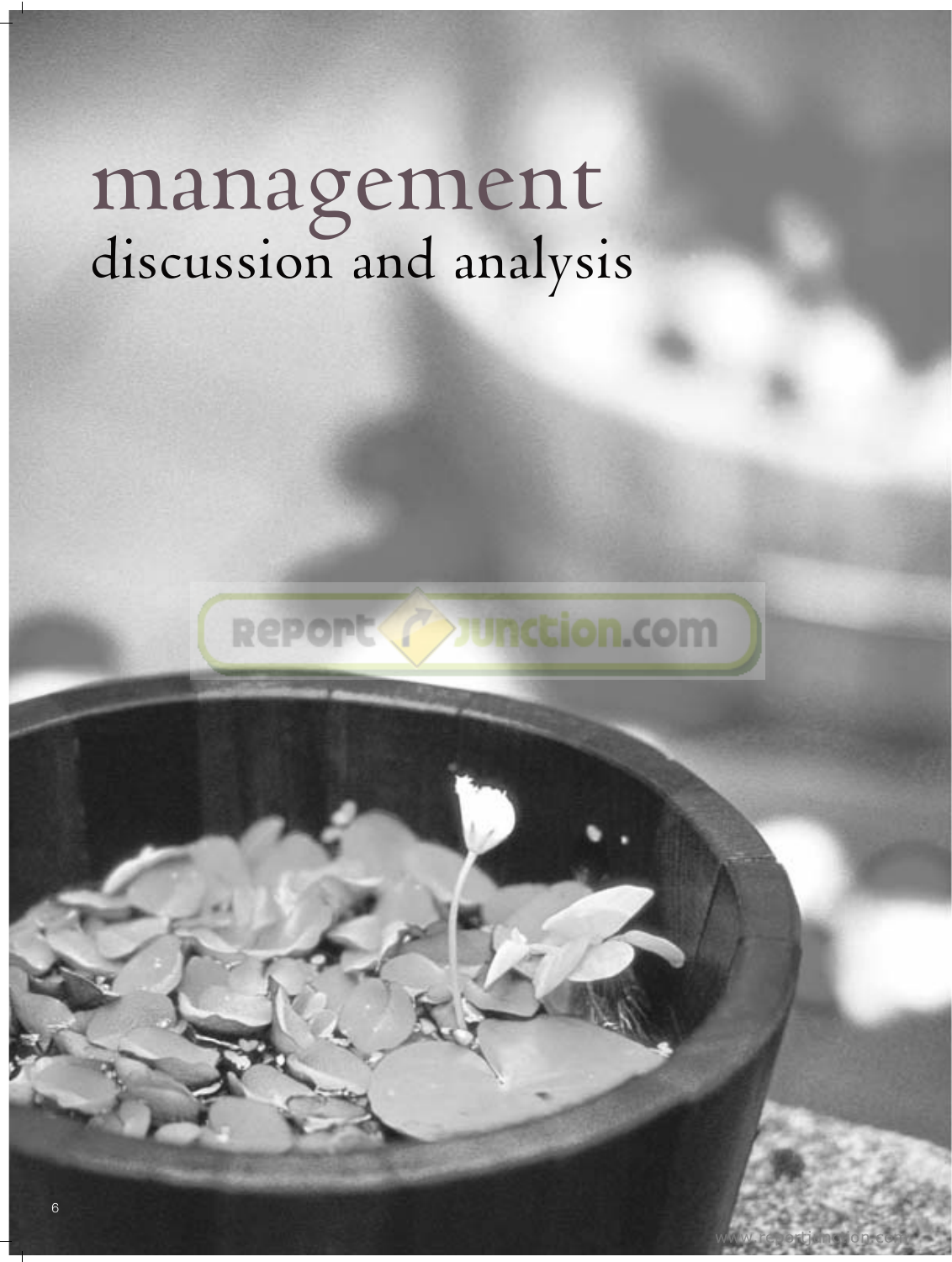# management
## discussion and analysis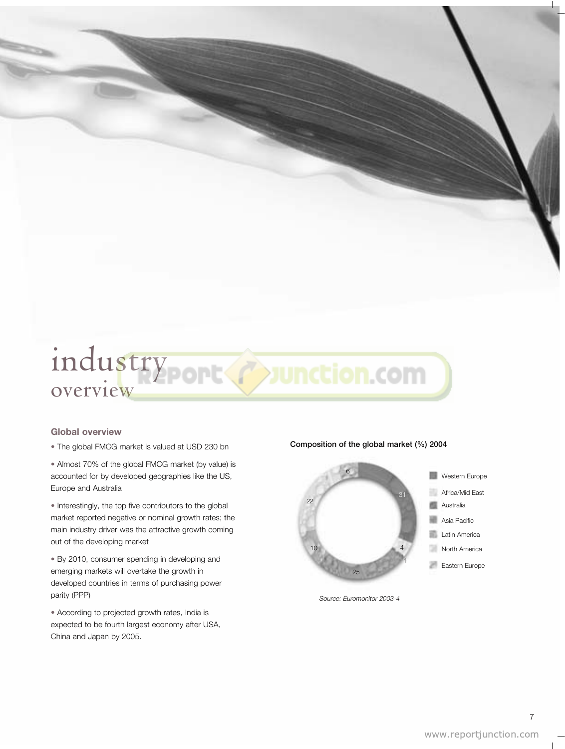# industry overview

### Global overview

- The global FMCG market is valued at USD 230 bn
- Almost 70% of the global FMCG market (by value) is accounted for by developed geographies like the US, Europe and Australia
- Interestingly, the top five contributors to the global market reported negative or nominal growth rates; the main industry driver was the attractive growth coming out of the developing market
- By 2010, consumer spending in developing and emerging markets will overtake the growth in developed countries in terms of purchasing power parity (PPP)
- According to projected growth rates, India is expected to be fourth largest economy after USA, China and Japan by 2005.

**Composition of the global market (%) 2004**

| Region | % |
|---|---|
| Western Europe | 31 |
| Africa/Mid East | 4 |
| Australia | 1 |
| Asia Pacific | 25 |
| Latin America | 10 |
| North America | 22 |
| Eastern Europe | 6 |

*Source: Euromonitor 2003-4*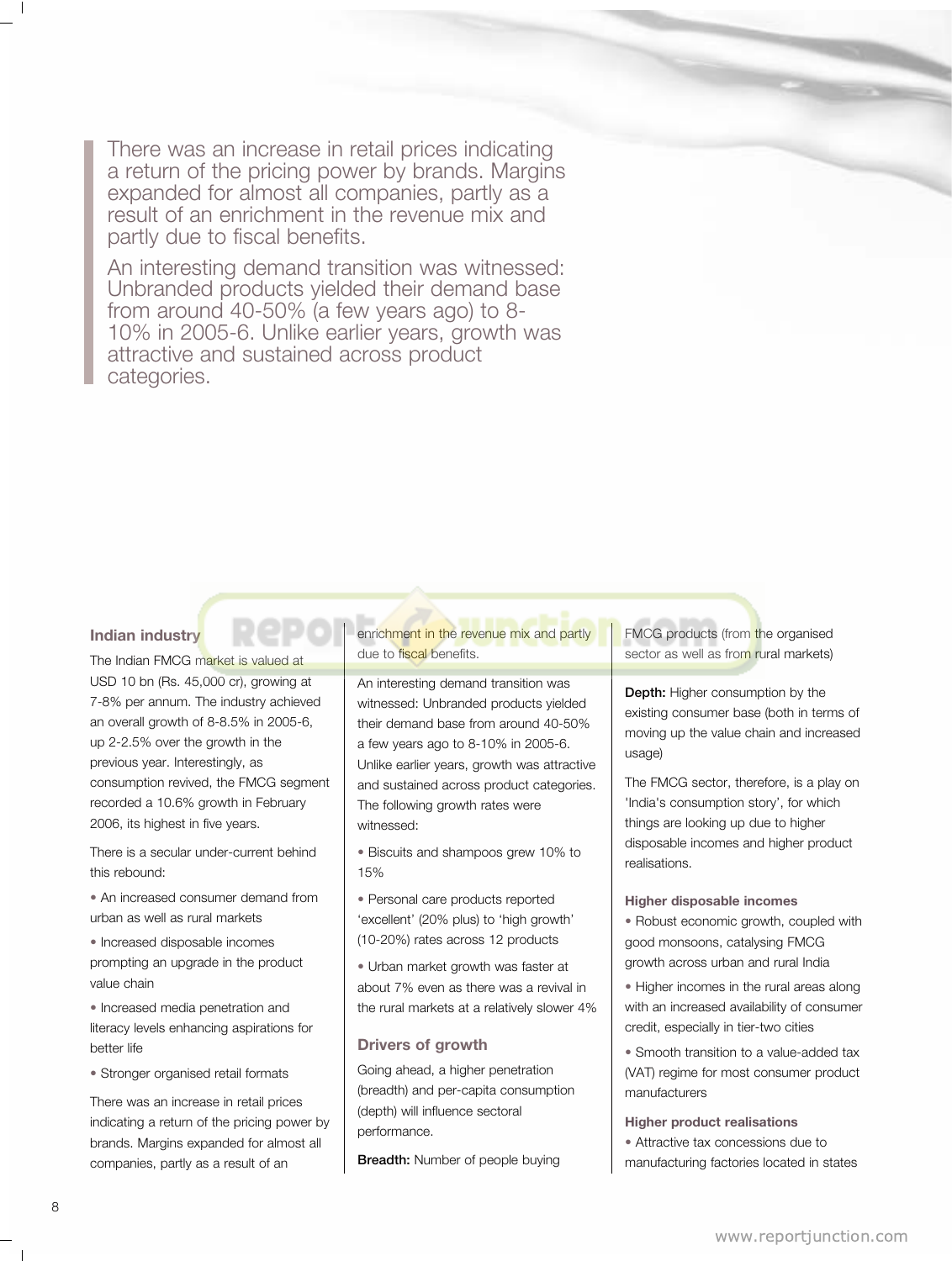There was an increase in retail prices indicating a return of the pricing power by brands. Margins expanded for almost all companies, partly as a result of an enrichment in the revenue mix and partly due to fiscal benefits.

An interesting demand transition was witnessed: Unbranded products yielded their demand base from around 40-50% (a few years ago) to 8-10% in 2005-6. Unlike earlier years, growth was attractive and sustained across product categories.

### Indian industry

The Indian FMCG market is valued at USD 10 bn (Rs. 45,000 cr), growing at 7-8% per annum. The industry achieved an overall growth of 8-8.5% in 2005-6, up 2-2.5% over the growth in the previous year. Interestingly, as consumption revived, the FMCG segment recorded a 10.6% growth in February 2006, its highest in five years.

There is a secular under-current behind this rebound:

- An increased consumer demand from urban as well as rural markets
- Increased disposable incomes prompting an upgrade in the product value chain
- Increased media penetration and literacy levels enhancing aspirations for better life
- Stronger organised retail formats

There was an increase in retail prices indicating a return of the pricing power by brands. Margins expanded for almost all companies, partly as a result of an enrichment in the revenue mix and partly due to fiscal benefits.

An interesting demand transition was witnessed: Unbranded products yielded their demand base from around 40-50% a few years ago to 8-10% in 2005-6. Unlike earlier years, growth was attractive and sustained across product categories. The following growth rates were witnessed:

- Biscuits and shampoos grew 10% to 15%
- Personal care products reported 'excellent' (20% plus) to 'high growth' (10-20%) rates across 12 products
- Urban market growth was faster at about 7% even as there was a revival in the rural markets at a relatively slower 4%

### Drivers of growth

Going ahead, a higher penetration (breadth) and per-capita consumption (depth) will influence sectoral performance.

**Breadth:** Number of people buying FMCG products (from the organised sector as well as from rural markets)

**Depth:** Higher consumption by the existing consumer base (both in terms of moving up the value chain and increased usage)

The FMCG sector, therefore, is a play on 'India's consumption story', for which things are looking up due to higher disposable incomes and higher product realisations.

#### Higher disposable incomes

- Robust economic growth, coupled with good monsoons, catalysing FMCG growth across urban and rural India
- Higher incomes in the rural areas along with an increased availability of consumer credit, especially in tier-two cities
- Smooth transition to a value-added tax (VAT) regime for most consumer product manufacturers

#### Higher product realisations

- Attractive tax concessions due to manufacturing factories located in states